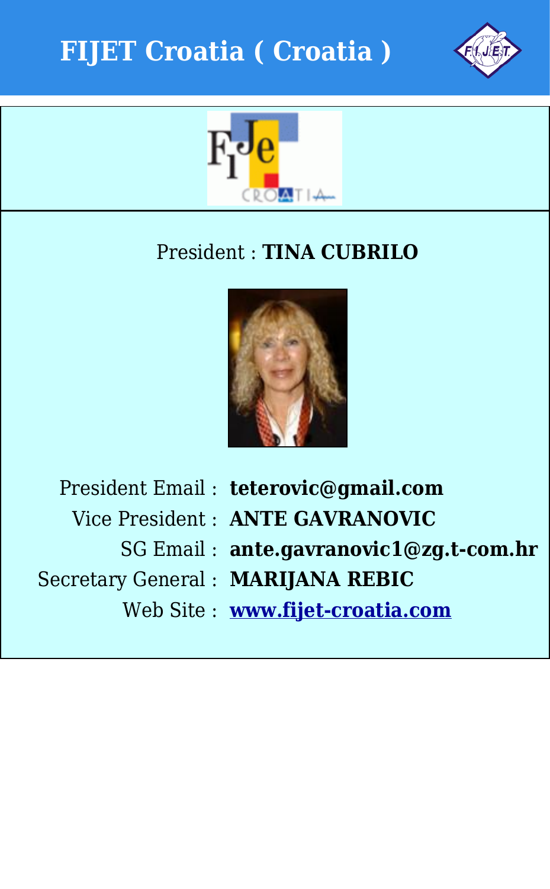# FIJET Croatia ( Croatia )

President : **TINA CUBRILO**

| | |
|---|---|
| President Email : | **teterovic@gmail.com** |
| Vice President : | **ANTE GAVRANOVIC** |
| SG Email : | **ante.gavranovic1@zg.t-com.hr** |
| Secretary General : | **MARIJANA REBIC** |
| Web Site : | **[www.fijet-croatia.com](http://www.fijet-croatia.com)** |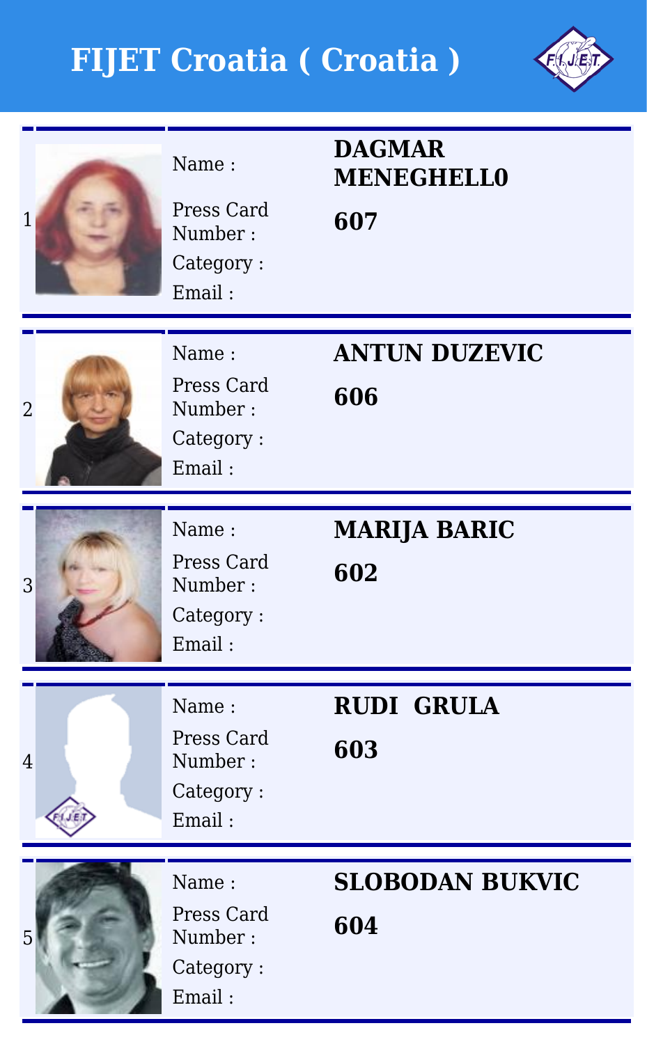# FIJET Croatia ( Croatia )

| # | Field | Value |
|---|---|---|
| 1 | Name : | **DAGMAR MENEGHELL0** |
| | Press Card Number : | **607** |
| | Category : | |
| | Email : | |
| 2 | Name : | **ANTUN DUZEVIC** |
| | Press Card Number : | **606** |
| | Category : | |
| | Email : | |
| 3 | Name : | **MARIJA BARIC** |
| | Press Card Number : | **602** |
| | Category : | |
| | Email : | |
| 4 | Name : | **RUDI GRULA** |
| | Press Card Number : | **603** |
| | Category : | |
| | Email : | |
| 5 | Name : | **SLOBODAN BUKVIC** |
| | Press Card Number : | **604** |
| | Category : | |
| | Email : | |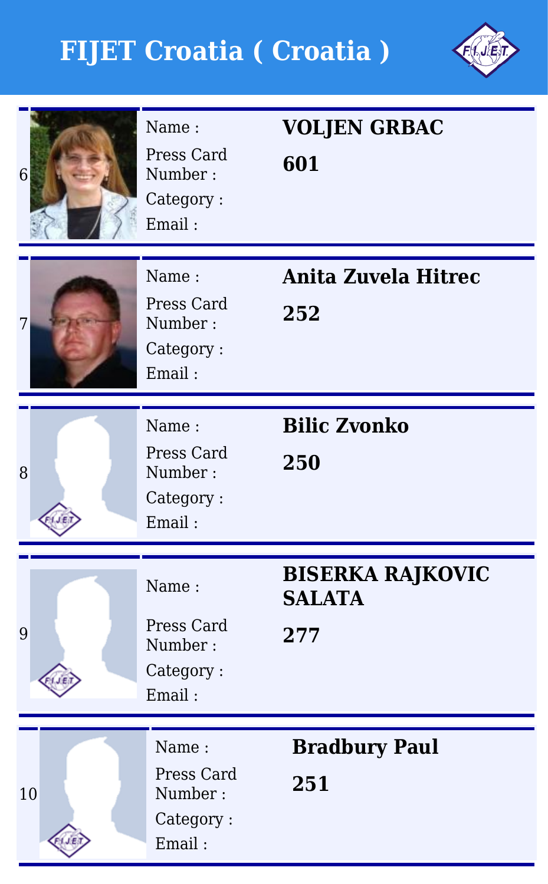# FIJET Croatia ( Croatia )

| # | Field | Value |
|---|---|---|
| 6 | Name : | **VOLJEN GRBAC** |
| | Press Card Number : | **601** |
| | Category : | |
| | Email : | |
| 7 | Name : | **Anita Zuvela Hitrec** |
| | Press Card Number : | **252** |
| | Category : | |
| | Email : | |
| 8 | Name : | **Bilic Zvonko** |
| | Press Card Number : | **250** |
| | Category : | |
| | Email : | |
| 9 | Name : | **BISERKA RAJKOVIC SALATA** |
| | Press Card Number : | **277** |
| | Category : | |
| | Email : | |
| 10 | Name : | **Bradbury Paul** |
| | Press Card Number : | **251** |
| | Category : | |
| | Email : | |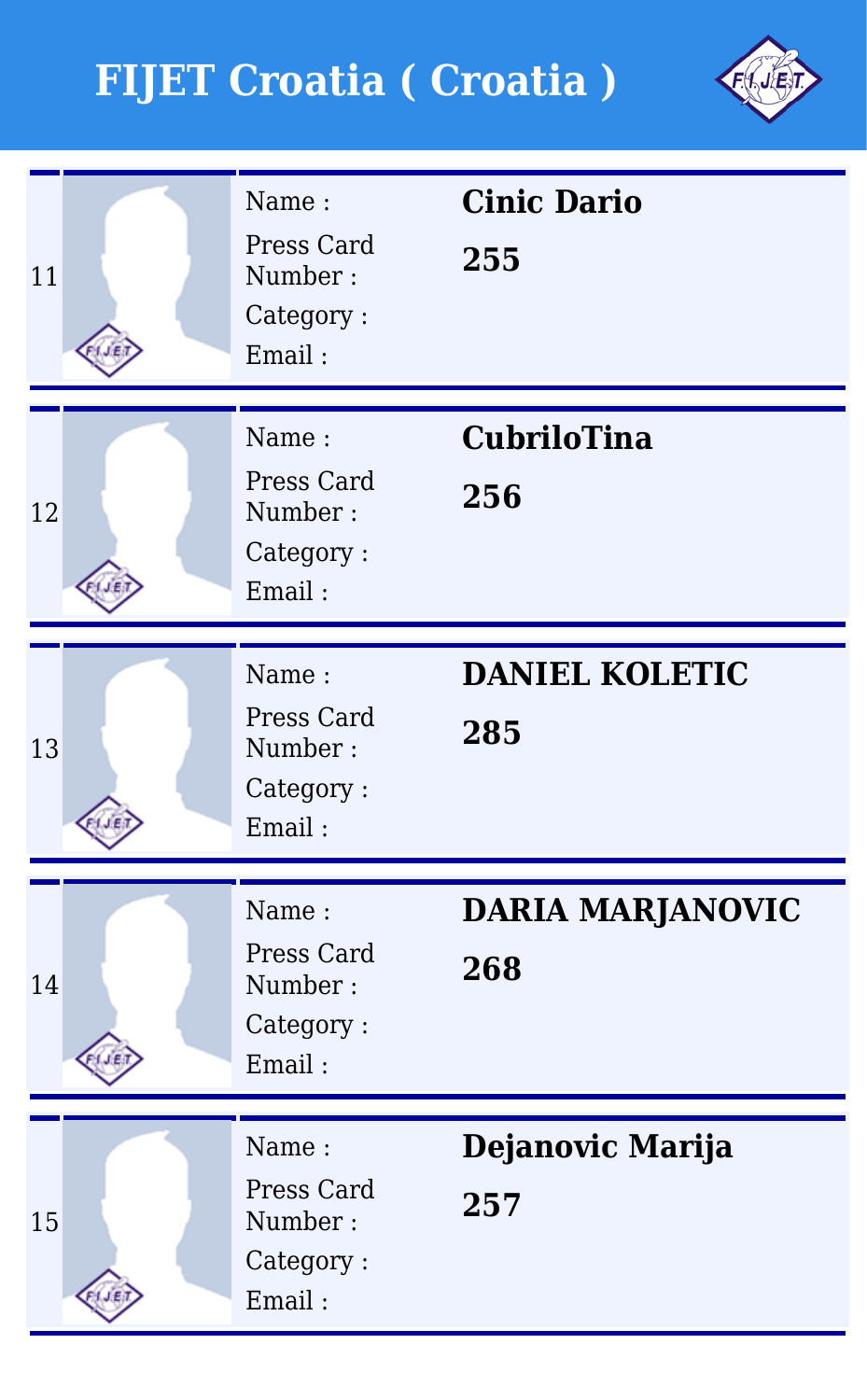# FIJET Croatia ( Croatia )

| # | Field | Value |
|---|---|---|
| 11 | Name : | **Cinic Dario** |
| | Press Card Number : | **255** |
| | Category : | |
| | Email : | |
| 12 | Name : | **CubriloTina** |
| | Press Card Number : | **256** |
| | Category : | |
| | Email : | |
| 13 | Name : | **DANIEL KOLETIC** |
| | Press Card Number : | **285** |
| | Category : | |
| | Email : | |
| 14 | Name : | **DARIA MARJANOVIC** |
| | Press Card Number : | **268** |
| | Category : | |
| | Email : | |
| 15 | Name : | **Dejanovic Marija** |
| | Press Card Number : | **257** |
| | Category : | |
| | Email : | |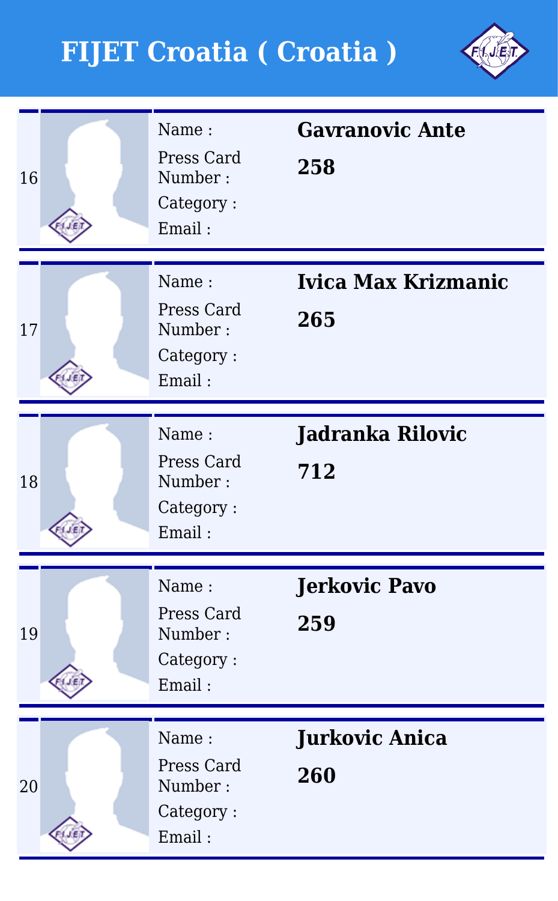# FIJET Croatia ( Croatia )

| # | Field | Value |
| --- | --- | --- |
| 16 | Name : | **Gavranovic Ante** |
| | Press Card Number : | **258** |
| | Category : | |
| | Email : | |
| 17 | Name : | **Ivica Max Krizmanic** |
| | Press Card Number : | **265** |
| | Category : | |
| | Email : | |
| 18 | Name : | **Jadranka Rilovic** |
| | Press Card Number : | **712** |
| | Category : | |
| | Email : | |
| 19 | Name : | **Jerkovic Pavo** |
| | Press Card Number : | **259** |
| | Category : | |
| | Email : | |
| 20 | Name : | **Jurkovic Anica** |
| | Press Card Number : | **260** |
| | Category : | |
| | Email : | |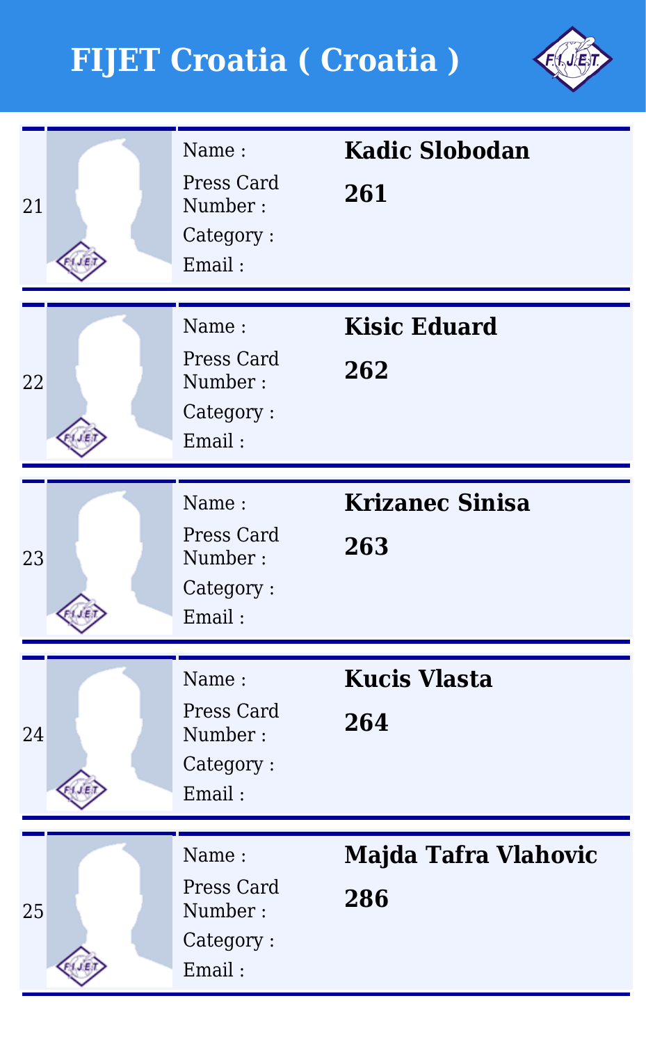# FIJET Croatia ( Croatia )

| # | Field | Value |
|---|---|---|
| 21 | Name : | **Kadic Slobodan** |
| | Press Card Number : | **261** |
| | Category : | |
| | Email : | |
| 22 | Name : | **Kisic Eduard** |
| | Press Card Number : | **262** |
| | Category : | |
| | Email : | |
| 23 | Name : | **Krizanec Sinisa** |
| | Press Card Number : | **263** |
| | Category : | |
| | Email : | |
| 24 | Name : | **Kucis Vlasta** |
| | Press Card Number : | **264** |
| | Category : | |
| | Email : | |
| 25 | Name : | **Majda Tafra Vlahovic** |
| | Press Card Number : | **286** |
| | Category : | |
| | Email : | |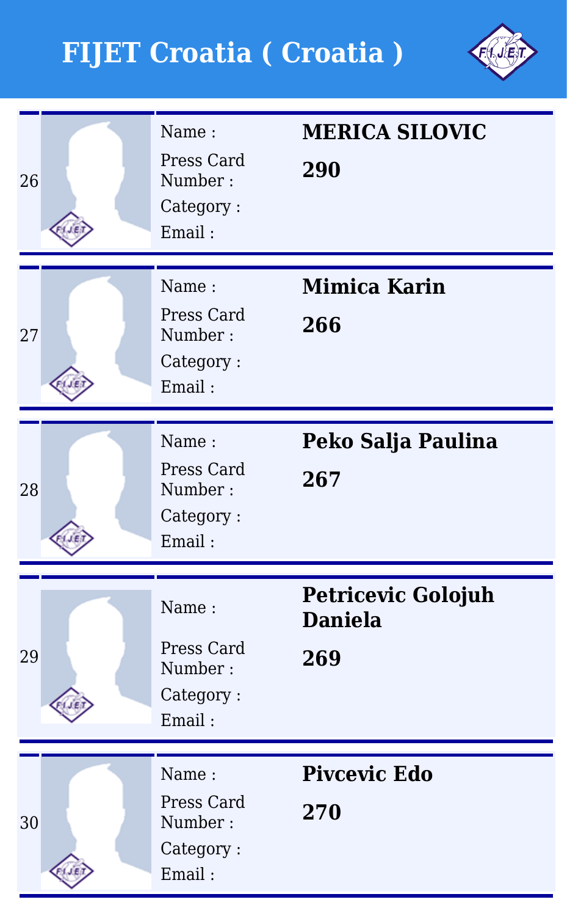# FIJET Croatia ( Croatia )

| # | Field | Value |
|---|---|---|
| 26 | Name : | **MERICA SILOVIC** |
| | Press Card Number : | **290** |
| | Category : | |
| | Email : | |
| 27 | Name : | **Mimica Karin** |
| | Press Card Number : | **266** |
| | Category : | |
| | Email : | |
| 28 | Name : | **Peko Salja Paulina** |
| | Press Card Number : | **267** |
| | Category : | |
| | Email : | |
| 29 | Name : | **Petricevic Golojuh Daniela** |
| | Press Card Number : | **269** |
| | Category : | |
| | Email : | |
| 30 | Name : | **Pivcevic Edo** |
| | Press Card Number : | **270** |
| | Category : | |
| | Email : | |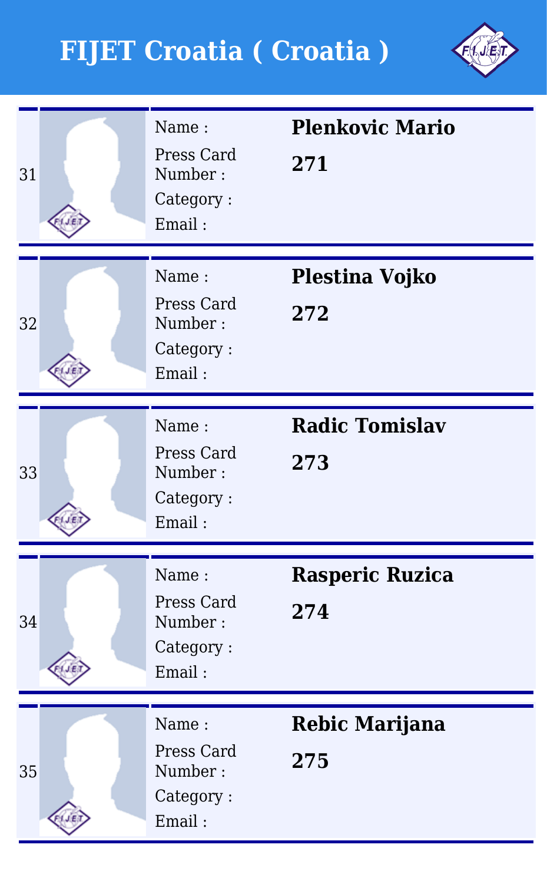# FIJET Croatia ( Croatia )

| # | Field | Value |
|---|---|---|
| 31 | Name : | **Plenkovic Mario** |
| | Press Card Number : | **271** |
| | Category : | |
| | Email : | |
| 32 | Name : | **Plestina Vojko** |
| | Press Card Number : | **272** |
| | Category : | |
| | Email : | |
| 33 | Name : | **Radic Tomislav** |
| | Press Card Number : | **273** |
| | Category : | |
| | Email : | |
| 34 | Name : | **Rasperic Ruzica** |
| | Press Card Number : | **274** |
| | Category : | |
| | Email : | |
| 35 | Name : | **Rebic Marijana** |
| | Press Card Number : | **275** |
| | Category : | |
| | Email : | |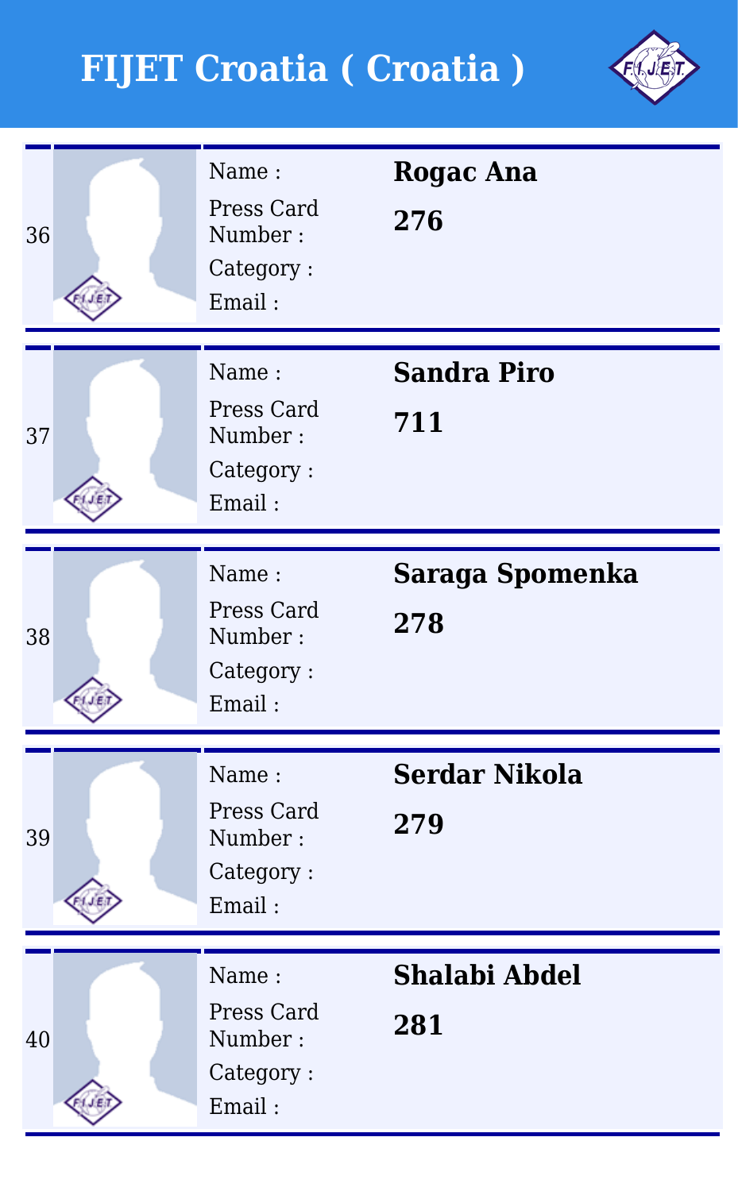# FIJET Croatia ( Croatia )

| # | Field | Value |
|---|---|---|
| 36 | Name : | **Rogac Ana** |
| | Press Card Number : | **276** |
| | Category : | |
| | Email : | |
| 37 | Name : | **Sandra Piro** |
| | Press Card Number : | **711** |
| | Category : | |
| | Email : | |
| 38 | Name : | **Saraga Spomenka** |
| | Press Card Number : | **278** |
| | Category : | |
| | Email : | |
| 39 | Name : | **Serdar Nikola** |
| | Press Card Number : | **279** |
| | Category : | |
| | Email : | |
| 40 | Name : | **Shalabi Abdel** |
| | Press Card Number : | **281** |
| | Category : | |
| | Email : | |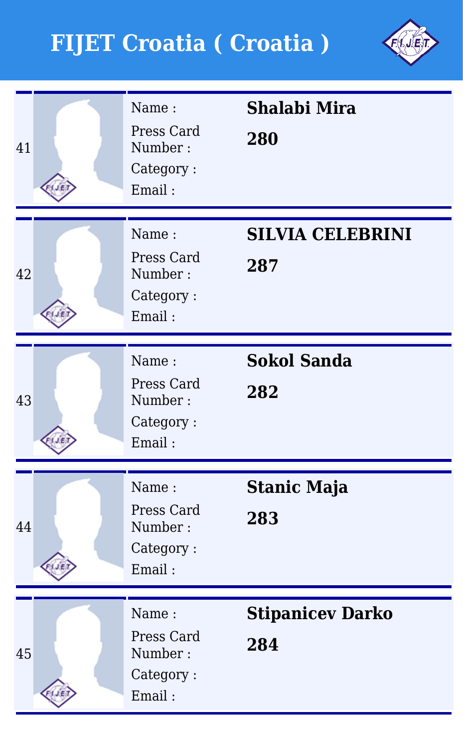# FIJET Croatia ( Croatia )

| # | Field | Value |
|---|---|---|
| 41 | Name : | **Shalabi Mira** |
| | Press Card Number : | **280** |
| | Category : | |
| | Email : | |
| 42 | Name : | **SILVIA CELEBRINI** |
| | Press Card Number : | **287** |
| | Category : | |
| | Email : | |
| 43 | Name : | **Sokol Sanda** |
| | Press Card Number : | **282** |
| | Category : | |
| | Email : | |
| 44 | Name : | **Stanic Maja** |
| | Press Card Number : | **283** |
| | Category : | |
| | Email : | |
| 45 | Name : | **Stipanicev Darko** |
| | Press Card Number : | **284** |
| | Category : | |
| | Email : | |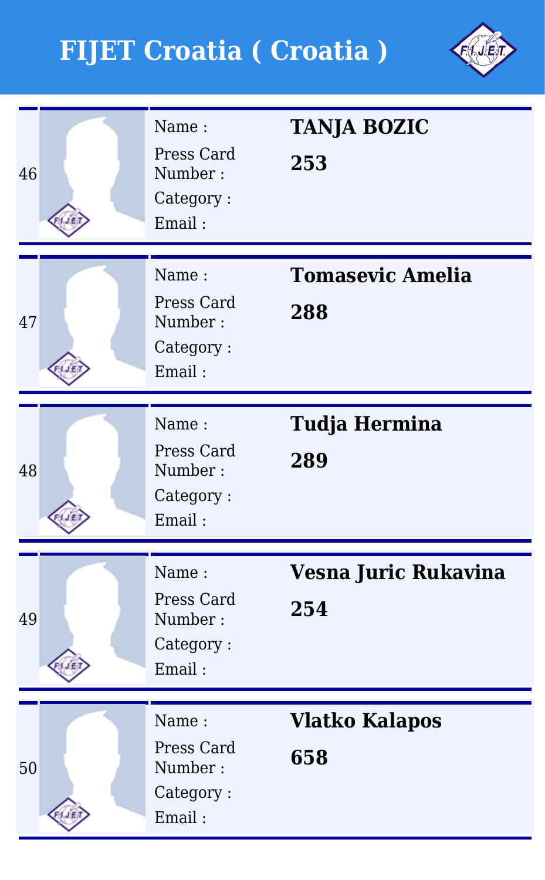# FIJET Croatia ( Croatia )

| # | Field | Value |
|---|---|---|
| 46 | Name : | **TANJA BOZIC** |
| | Press Card Number : | **253** |
| | Category : | |
| | Email : | |
| 47 | Name : | **Tomasevic Amelia** |
| | Press Card Number : | **288** |
| | Category : | |
| | Email : | |
| 48 | Name : | **Tudja Hermina** |
| | Press Card Number : | **289** |
| | Category : | |
| | Email : | |
| 49 | Name : | **Vesna Juric Rukavina** |
| | Press Card Number : | **254** |
| | Category : | |
| | Email : | |
| 50 | Name : | **Vlatko Kalapos** |
| | Press Card Number : | **658** |
| | Category : | |
| | Email : | |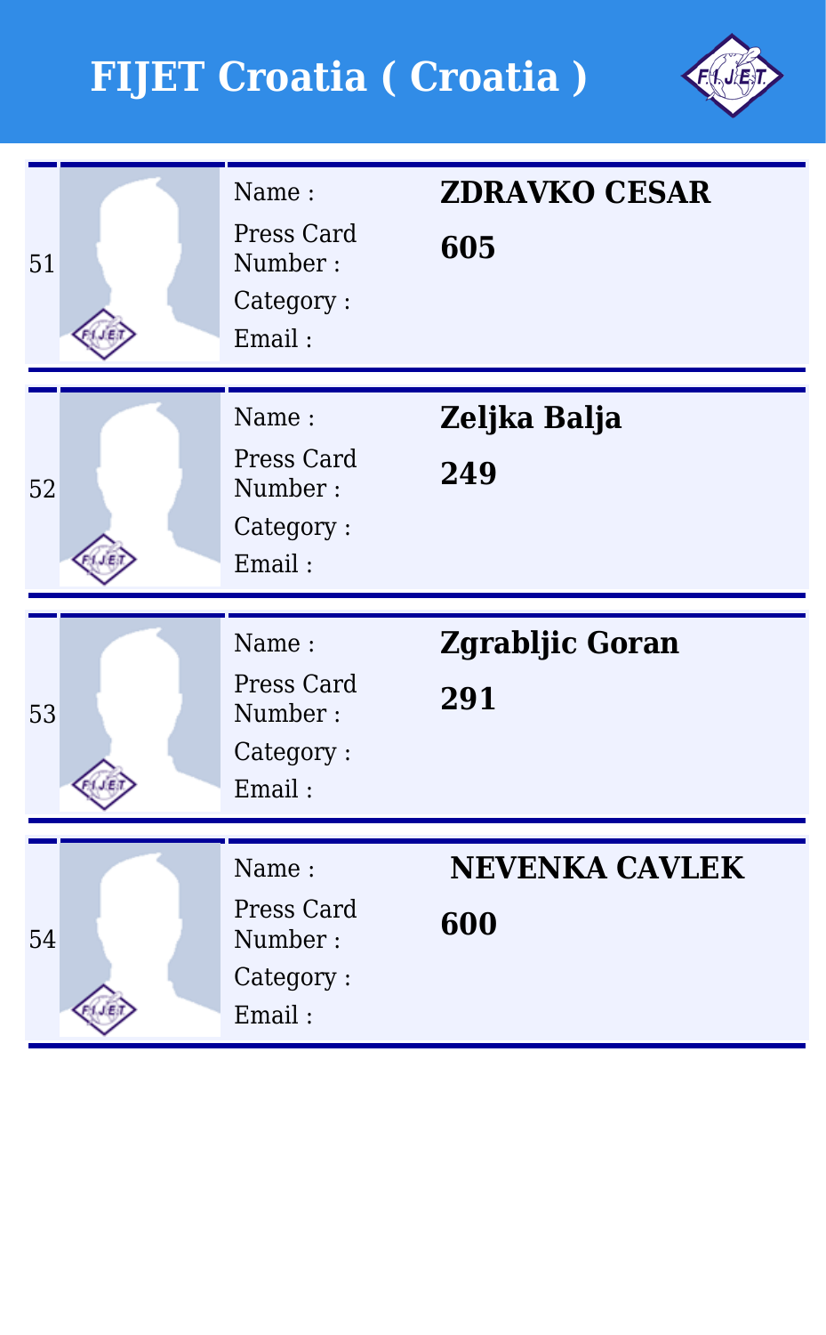# FIJET Croatia ( Croatia )

| | | | |
|---|---|---|---|
| 51 | | Name : | **ZDRAVKO CESAR** |
| | | Press Card Number : | **605** |
| | | Category : | |
| | | Email : | |
| 52 | | Name : | **Zeljka Balja** |
| | | Press Card Number : | **249** |
| | | Category : | |
| | | Email : | |
| 53 | | Name : | **Zgrabljic Goran** |
| | | Press Card Number : | **291** |
| | | Category : | |
| | | Email : | |
| 54 | | Name : | **NEVENKA CAVLEK** |
| | | Press Card Number : | **600** |
| | | Category : | |
| | | Email : | |